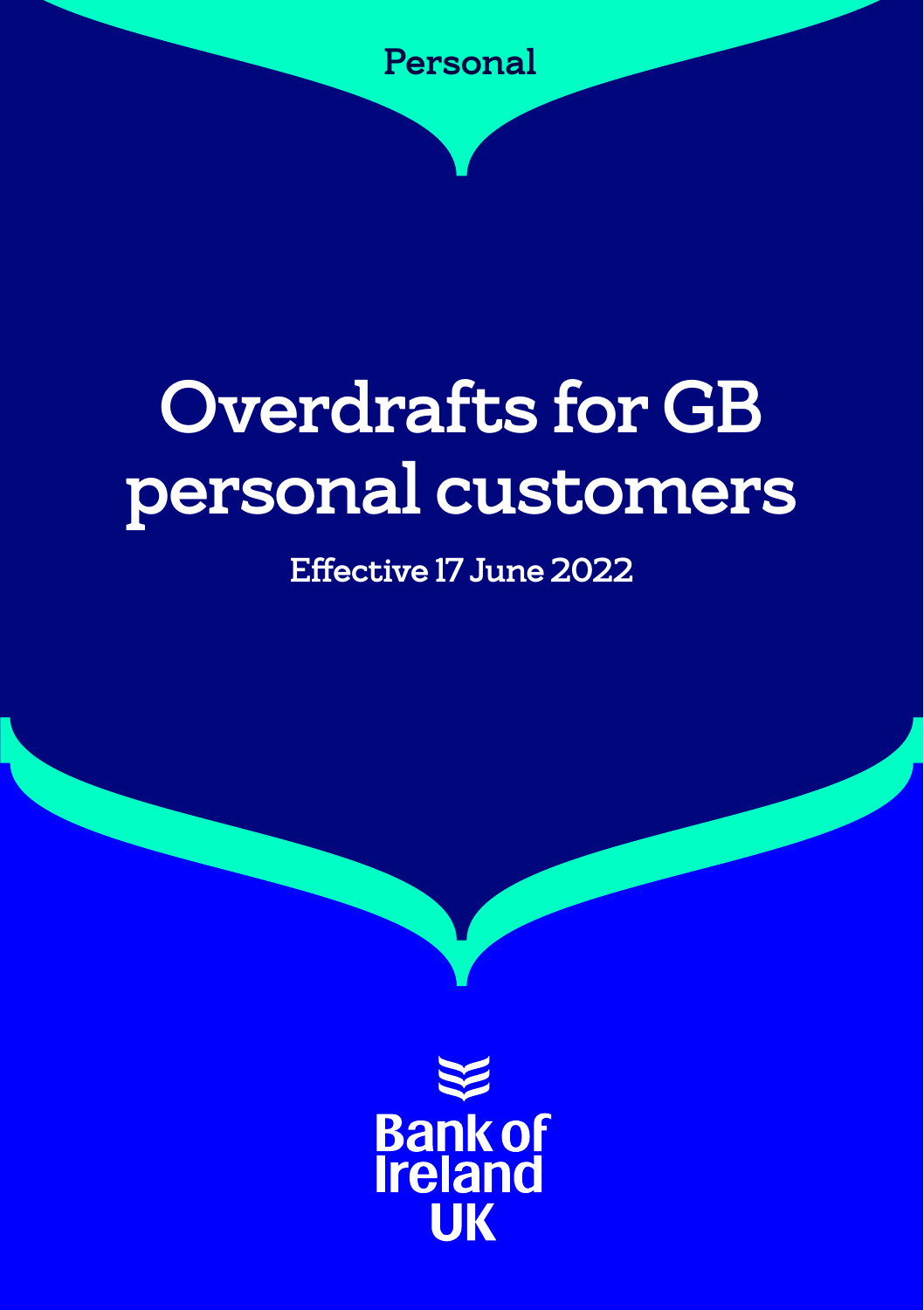Personal

# Overdrafts for GB personal customers

Effective 17 June 2022

Bank of Ireland UK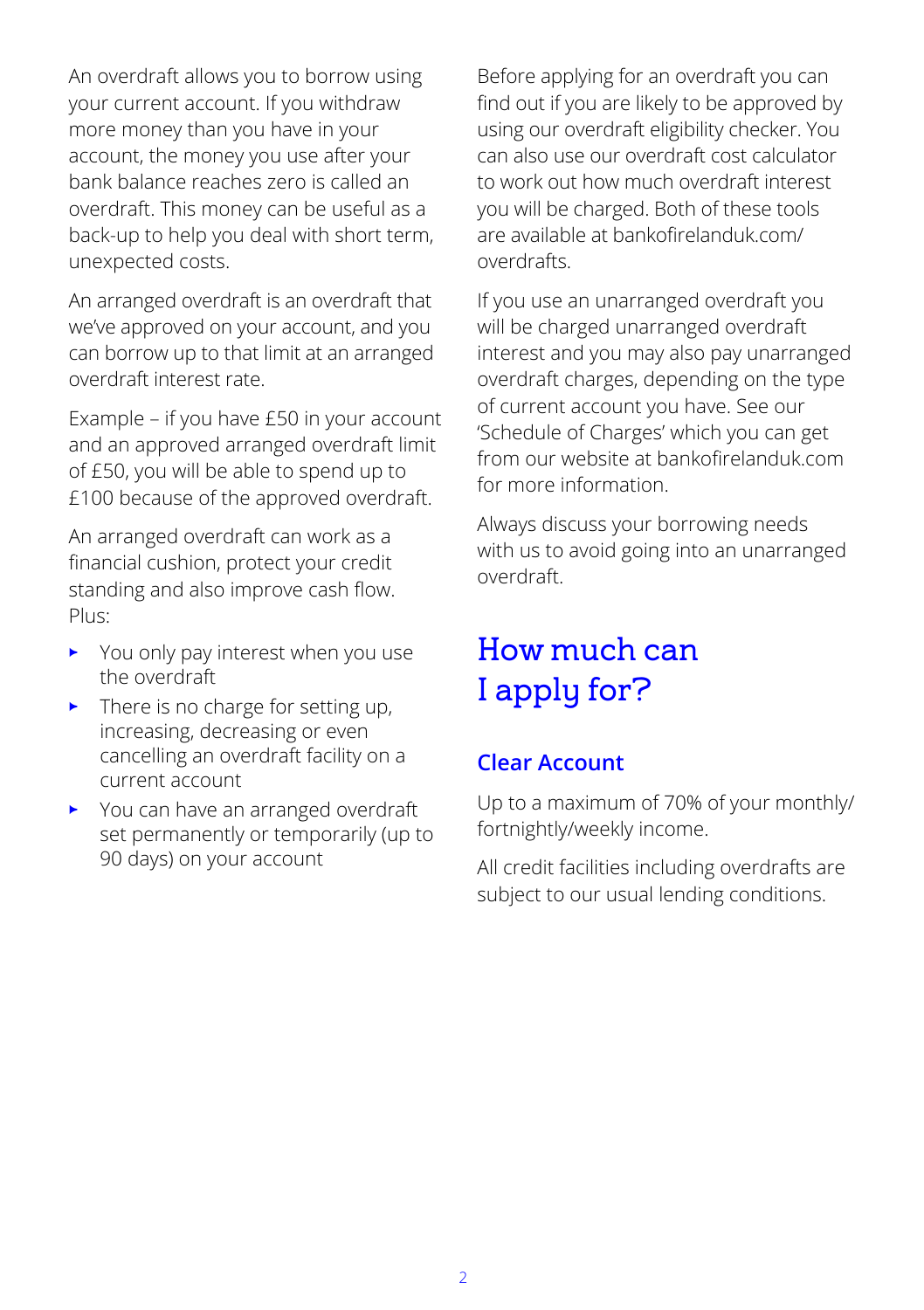An overdraft allows you to borrow using your current account. If you withdraw more money than you have in your account, the money you use after your bank balance reaches zero is called an overdraft. This money can be useful as a back-up to help you deal with short term, unexpected costs.

An arranged overdraft is an overdraft that we've approved on your account, and you can borrow up to that limit at an arranged overdraft interest rate.

Example – if you have £50 in your account and an approved arranged overdraft limit of £50, you will be able to spend up to £100 because of the approved overdraft.

An arranged overdraft can work as a financial cushion, protect your credit standing and also improve cash flow. Plus:

- You only pay interest when you use the overdraft
- There is no charge for setting up, increasing, decreasing or even cancelling an overdraft facility on a current account
- You can have an arranged overdraft set permanently or temporarily (up to 90 days) on your account

Before applying for an overdraft you can find out if you are likely to be approved by using our overdraft eligibility checker. You can also use our overdraft cost calculator to work out how much overdraft interest you will be charged. Both of these tools are available at bankofirelanduk.com/overdrafts.

If you use an unarranged overdraft you will be charged unarranged overdraft interest and you may also pay unarranged overdraft charges, depending on the type of current account you have. See our 'Schedule of Charges' which you can get from our website at bankofirelanduk.com for more information.

Always discuss your borrowing needs with us to avoid going into an unarranged overdraft.

## How much can I apply for?

### Clear Account

Up to a maximum of 70% of your monthly/fortnightly/weekly income.

All credit facilities including overdrafts are subject to our usual lending conditions.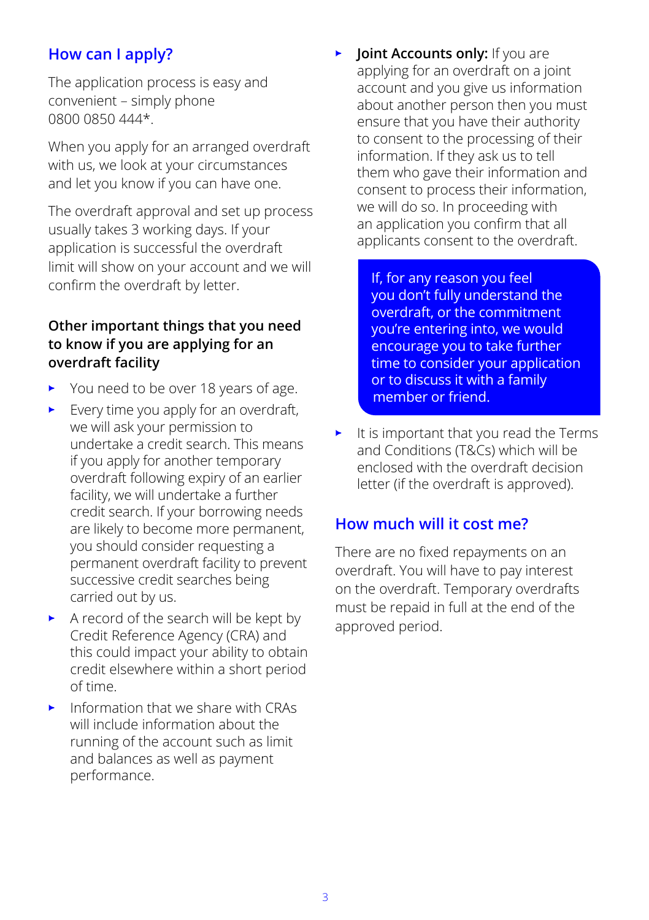## How can I apply?

The application process is easy and convenient – simply phone 0800 0850 444*.

When you apply for an arranged overdraft with us, we look at your circumstances and let you know if you can have one.

The overdraft approval and set up process usually takes 3 working days. If your application is successful the overdraft limit will show on your account and we will confirm the overdraft by letter.

### Other important things that you need to know if you are applying for an overdraft facility

- You need to be over 18 years of age.
- Every time you apply for an overdraft, we will ask your permission to undertake a credit search. This means if you apply for another temporary overdraft following expiry of an earlier facility, we will undertake a further credit search. If your borrowing needs are likely to become more permanent, you should consider requesting a permanent overdraft facility to prevent successive credit searches being carried out by us.
- A record of the search will be kept by Credit Reference Agency (CRA) and this could impact your ability to obtain credit elsewhere within a short period of time.
- Information that we share with CRAs will include information about the running of the account such as limit and balances as well as payment performance.
- **Joint Accounts only:** If you are applying for an overdraft on a joint account and you give us information about another person then you must ensure that you have their authority to consent to the processing of their information. If they ask us to tell them who gave their information and consent to process their information, we will do so. In proceeding with an application you confirm that all applicants consent to the overdraft.

If, for any reason you feel you don't fully understand the overdraft, or the commitment you're entering into, we would encourage you to take further time to consider your application or to discuss it with a family member or friend.

- It is important that you read the Terms and Conditions (T&Cs) which will be enclosed with the overdraft decision letter (if the overdraft is approved).

## How much will it cost me?

There are no fixed repayments on an overdraft. You will have to pay interest on the overdraft. Temporary overdrafts must be repaid in full at the end of the approved period.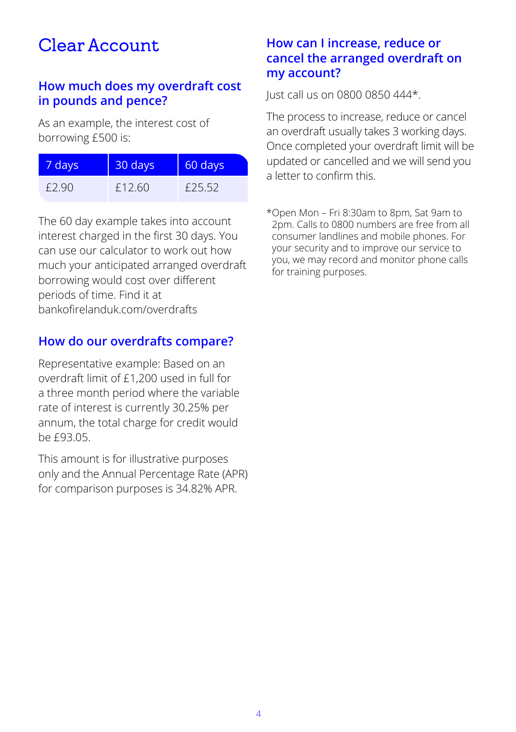# Clear Account

## How much does my overdraft cost in pounds and pence?

As an example, the interest cost of borrowing £500 is:

| 7 days | 30 days | 60 days |
|---|---|---|
| £2.90 | £12.60 | £25.52 |

The 60 day example takes into account interest charged in the first 30 days. You can use our calculator to work out how much your anticipated arranged overdraft borrowing would cost over different periods of time. Find it at bankofirelanduk.com/overdrafts

## How do our overdrafts compare?

Representative example: Based on an overdraft limit of £1,200 used in full for a three month period where the variable rate of interest is currently 30.25% per annum, the total charge for credit would be £93.05.

This amount is for illustrative purposes only and the Annual Percentage Rate (APR) for comparison purposes is 34.82% APR.

## How can I increase, reduce or cancel the arranged overdraft on my account?

Just call us on 0800 0850 444*.

The process to increase, reduce or cancel an overdraft usually takes 3 working days. Once completed your overdraft limit will be updated or cancelled and we will send you a letter to confirm this.

*Open Mon – Fri 8:30am to 8pm, Sat 9am to 2pm. Calls to 0800 numbers are free from all consumer landlines and mobile phones. For your security and to improve our service to you, we may record and monitor phone calls for training purposes.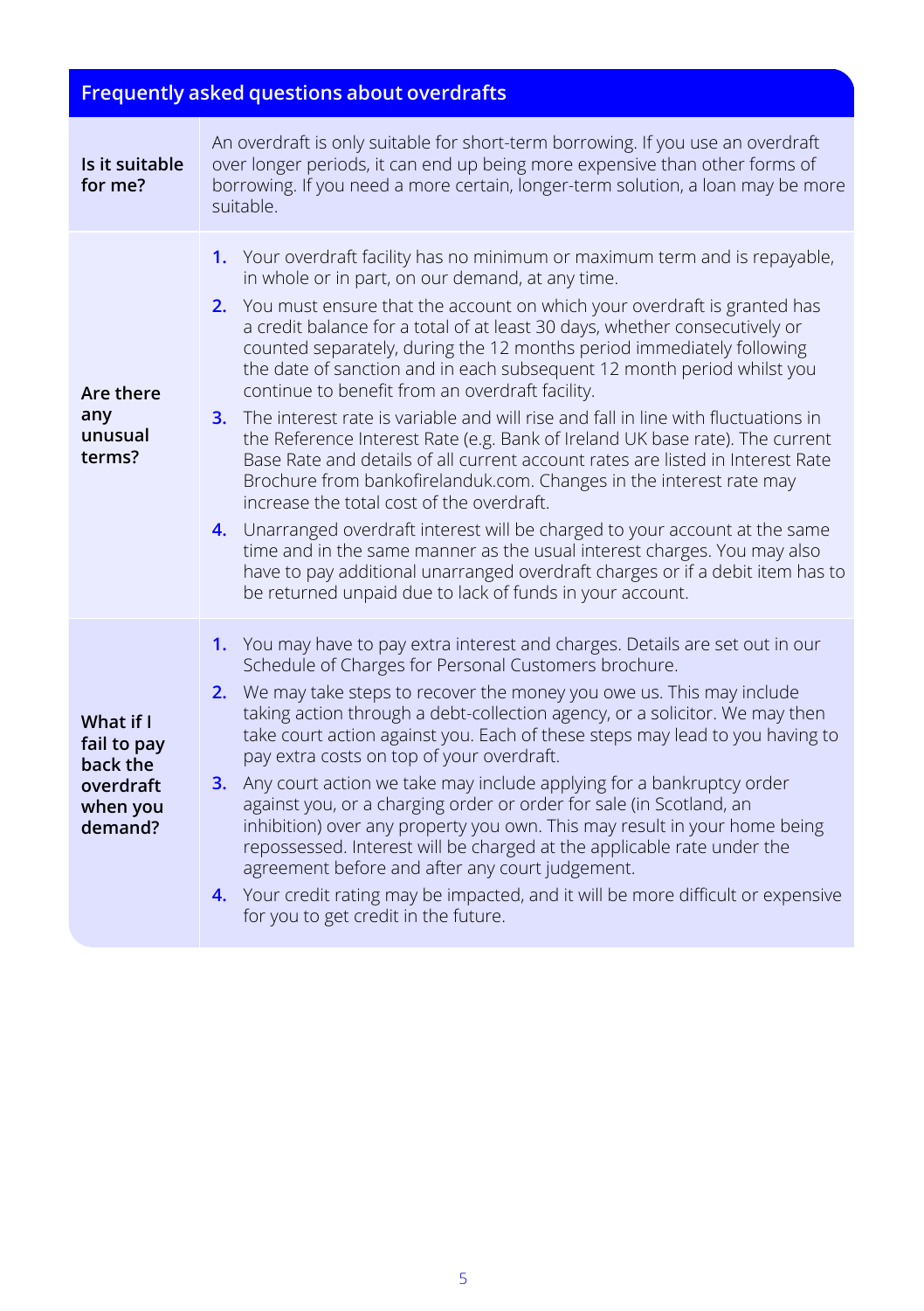## Frequently asked questions about overdrafts

| | |
|---|---|
| **Is it suitable for me?** | An overdraft is only suitable for short-term borrowing. If you use an overdraft over longer periods, it can end up being more expensive than other forms of borrowing. If you need a more certain, longer-term solution, a loan may be more suitable. |
| **Are there any unusual terms?** | **1.** Your overdraft facility has no minimum or maximum term and is repayable, in whole or in part, on our demand, at any time.<br>**2.** You must ensure that the account on which your overdraft is granted has a credit balance for a total of at least 30 days, whether consecutively or counted separately, during the 12 months period immediately following the date of sanction and in each subsequent 12 month period whilst you continue to benefit from an overdraft facility.<br>**3.** The interest rate is variable and will rise and fall in line with fluctuations in the Reference Interest Rate (e.g. Bank of Ireland UK base rate). The current Base Rate and details of all current account rates are listed in Interest Rate Brochure from bankofirelanduk.com. Changes in the interest rate may increase the total cost of the overdraft.<br>**4.** Unarranged overdraft interest will be charged to your account at the same time and in the same manner as the usual interest charges. You may also have to pay additional unarranged overdraft charges or if a debit item has to be returned unpaid due to lack of funds in your account. |
| **What if I fail to pay back the overdraft when you demand?** | **1.** You may have to pay extra interest and charges. Details are set out in our Schedule of Charges for Personal Customers brochure.<br>**2.** We may take steps to recover the money you owe us. This may include taking action through a debt-collection agency, or a solicitor. We may then take court action against you. Each of these steps may lead to you having to pay extra costs on top of your overdraft.<br>**3.** Any court action we take may include applying for a bankruptcy order against you, or a charging order or order for sale (in Scotland, an inhibition) over any property you own. This may result in your home being repossessed. Interest will be charged at the applicable rate under the agreement before and after any court judgement.<br>**4.** Your credit rating may be impacted, and it will be more difficult or expensive for you to get credit in the future. |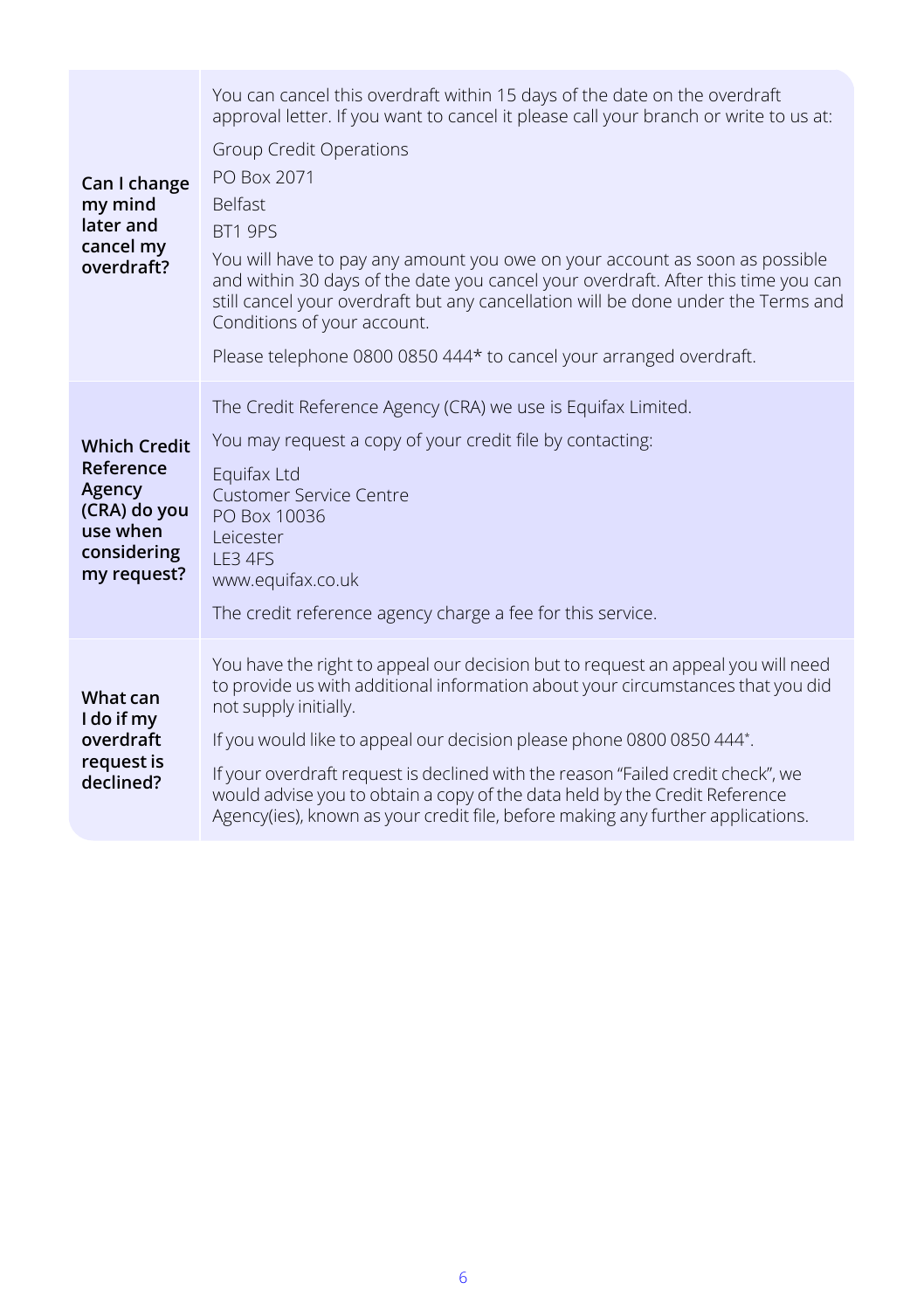| | |
|---|---|
| **Can I change my mind later and cancel my overdraft?** | You can cancel this overdraft within 15 days of the date on the overdraft approval letter. If you want to cancel it please call your branch or write to us at:<br><br>Group Credit Operations<br>PO Box 2071<br>Belfast<br>BT1 9PS<br><br>You will have to pay any amount you owe on your account as soon as possible and within 30 days of the date you cancel your overdraft. After this time you can still cancel your overdraft but any cancellation will be done under the Terms and Conditions of your account.<br><br>Please telephone 0800 0850 444* to cancel your arranged overdraft. |
| **Which Credit Reference Agency (CRA) do you use when considering my request?** | The Credit Reference Agency (CRA) we use is Equifax Limited.<br><br>You may request a copy of your credit file by contacting:<br><br>Equifax Ltd<br>Customer Service Centre<br>PO Box 10036<br>Leicester<br>LE3 4FS<br>www.equifax.co.uk<br><br>The credit reference agency charge a fee for this service. |
| **What can I do if my overdraft request is declined?** | You have the right to appeal our decision but to request an appeal you will need to provide us with additional information about your circumstances that you did not supply initially.<br><br>If you would like to appeal our decision please phone 0800 0850 444*.<br><br>If your overdraft request is declined with the reason "Failed credit check", we would advise you to obtain a copy of the data held by the Credit Reference Agency(ies), known as your credit file, before making any further applications. |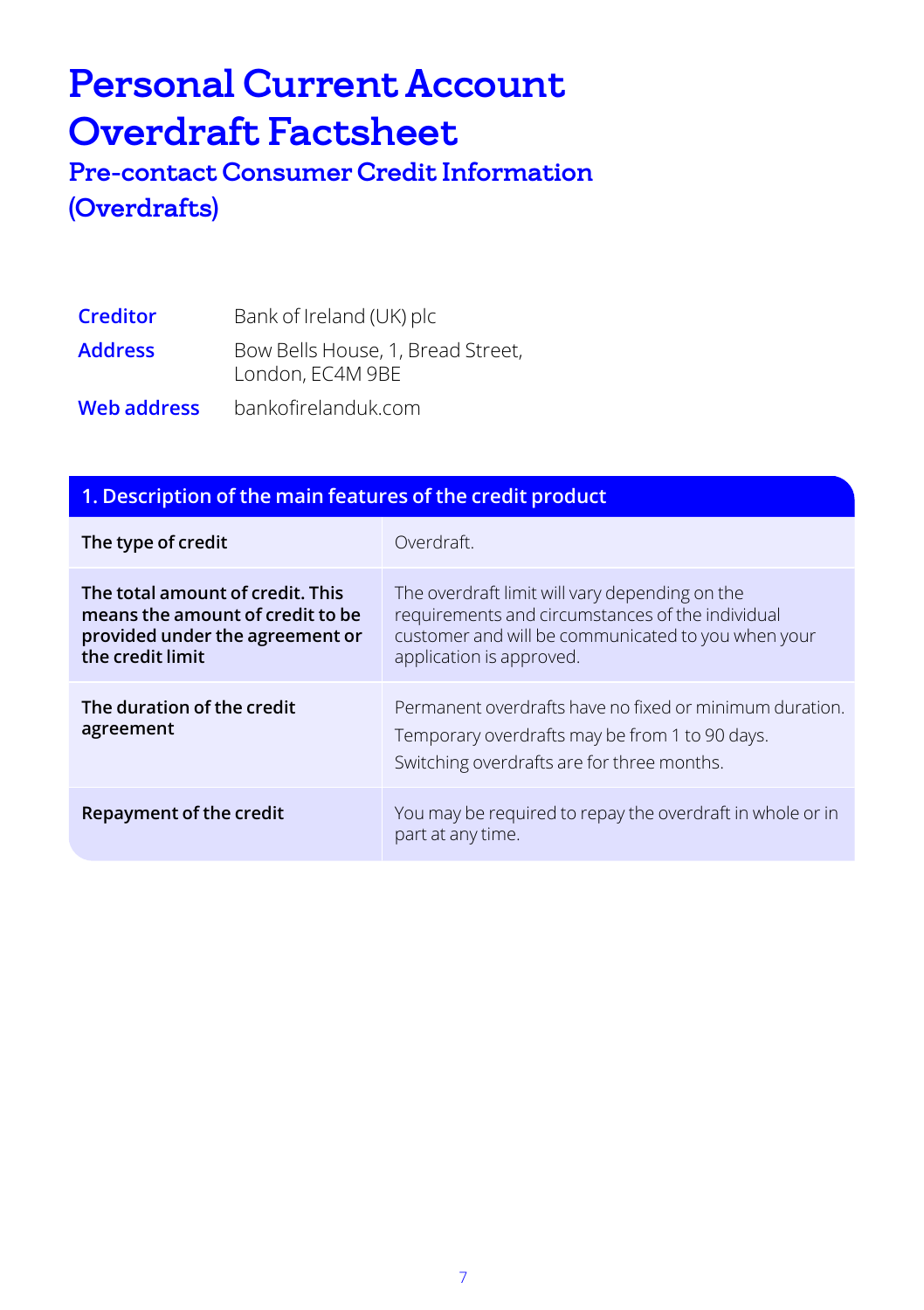# Personal Current Account Overdraft Factsheet

## Pre-contact Consumer Credit Information (Overdrafts)

| | |
|---|---|
| **Creditor** | Bank of Ireland (UK) plc |
| **Address** | Bow Bells House, 1, Bread Street, London, EC4M 9BE |
| **Web address** | bankofirelanduk.com |

| 1. Description of the main features of the credit product | |
|---|---|
| **The type of credit** | Overdraft. |
| **The total amount of credit. This means the amount of credit to be provided under the agreement or the credit limit** | The overdraft limit will vary depending on the requirements and circumstances of the individual customer and will be communicated to you when your application is approved. |
| **The duration of the credit agreement** | Permanent overdrafts have no fixed or minimum duration.<br>Temporary overdrafts may be from 1 to 90 days.<br>Switching overdrafts are for three months. |
| **Repayment of the credit** | You may be required to repay the overdraft in whole or in part at any time. |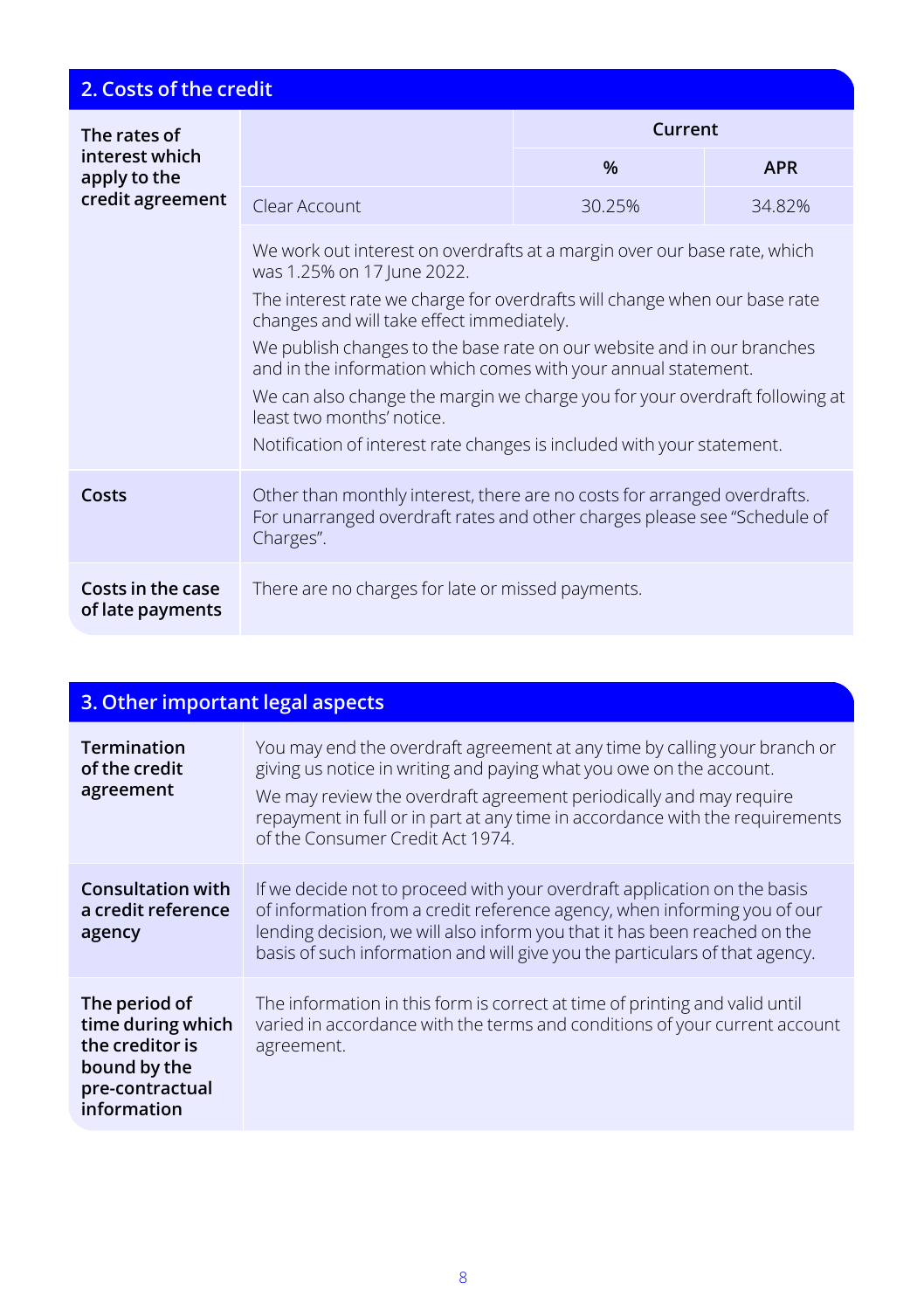## 2. Costs of the credit

| The rates of interest which apply to the credit agreement | | Current | |
|---|---|---|---|
| | | % | APR |
| | Clear Account | 30.25% | 34.82% |

We work out interest on overdrafts at a margin over our base rate, which was 1.25% on 17 June 2022.

The interest rate we charge for overdrafts will change when our base rate changes and will take effect immediately.

We publish changes to the base rate on our website and in our branches and in the information which comes with your annual statement.

We can also change the margin we charge you for your overdraft following at least two months' notice.

Notification of interest rate changes is included with your statement.

| | |
|---|---|
| **Costs** | Other than monthly interest, there are no costs for arranged overdrafts. For unarranged overdraft rates and other charges please see "Schedule of Charges". |
| **Costs in the case of late payments** | There are no charges for late or missed payments. |

## 3. Other important legal aspects

| | |
|---|---|
| **Termination of the credit agreement** | You may end the overdraft agreement at any time by calling your branch or giving us notice in writing and paying what you owe on the account.<br>We may review the overdraft agreement periodically and may require repayment in full or in part at any time in accordance with the requirements of the Consumer Credit Act 1974. |
| **Consultation with a credit reference agency** | If we decide not to proceed with your overdraft application on the basis of information from a credit reference agency, when informing you of our lending decision, we will also inform you that it has been reached on the basis of such information and will give you the particulars of that agency. |
| **The period of time during which the creditor is bound by the pre-contractual information** | The information in this form is correct at time of printing and valid until varied in accordance with the terms and conditions of your current account agreement. |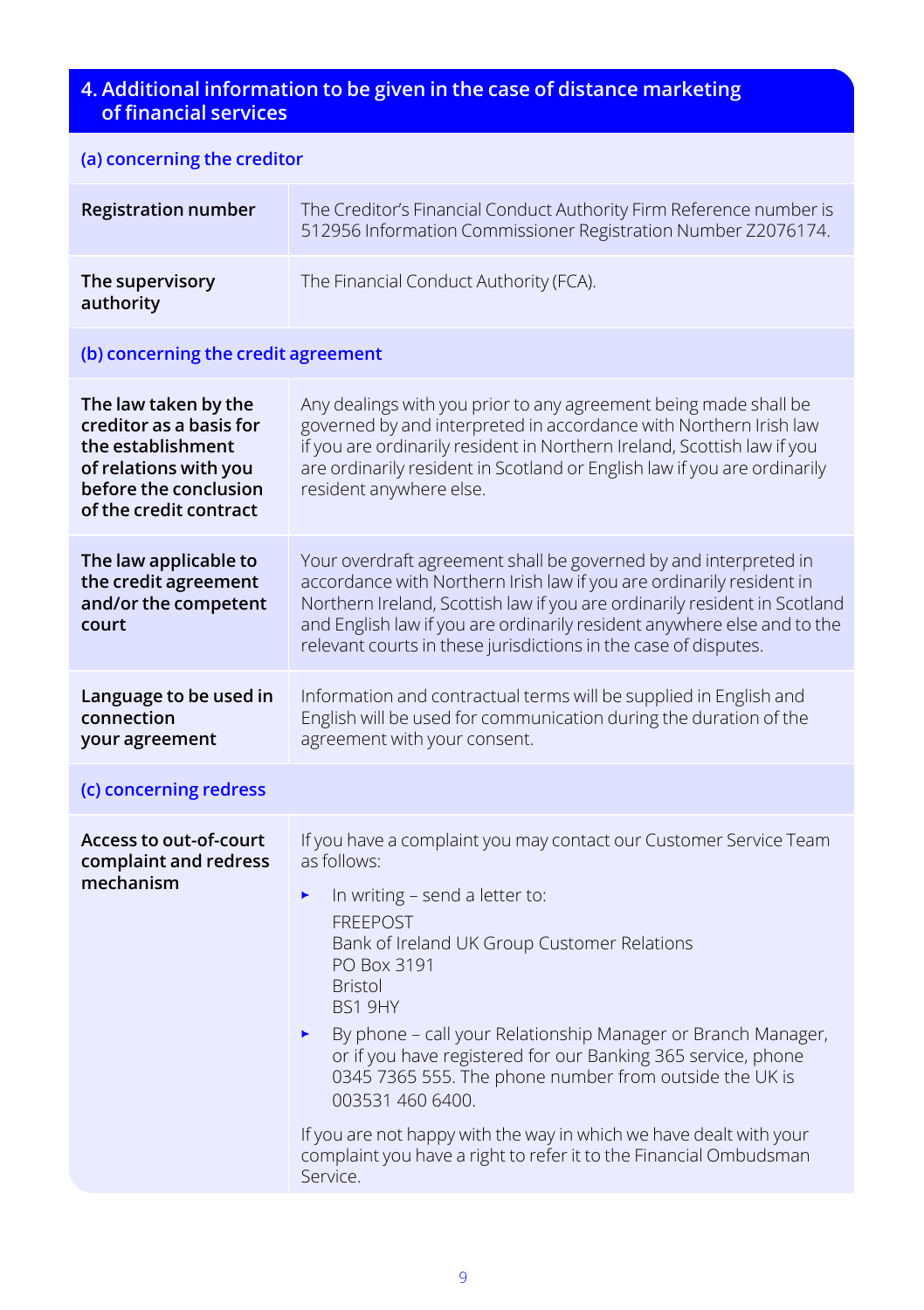## 4. Additional information to be given in the case of distance marketing of financial services

| (a) concerning the creditor | |
|---|---|
| **Registration number** | The Creditor's Financial Conduct Authority Firm Reference number is 512956 Information Commissioner Registration Number Z2076174. |
| **The supervisory authority** | The Financial Conduct Authority (FCA). |
| **(b) concerning the credit agreement** | |
| **The law taken by the creditor as a basis for the establishment of relations with you before the conclusion of the credit contract** | Any dealings with you prior to any agreement being made shall be governed by and interpreted in accordance with Northern Irish law if you are ordinarily resident in Northern Ireland, Scottish law if you are ordinarily resident in Scotland or English law if you are ordinarily resident anywhere else. |
| **The law applicable to the credit agreement and/or the competent court** | Your overdraft agreement shall be governed by and interpreted in accordance with Northern Irish law if you are ordinarily resident in Northern Ireland, Scottish law if you are ordinarily resident in Scotland and English law if you are ordinarily resident anywhere else and to the relevant courts in these jurisdictions in the case of disputes. |
| **Language to be used in connection your agreement** | Information and contractual terms will be supplied in English and English will be used for communication during the duration of the agreement with your consent. |
| **(c) concerning redress** | |
| **Access to out-of-court complaint and redress mechanism** | If you have a complaint you may contact our Customer Service Team as follows:<br>▸ In writing – send a letter to:<br>FREEPOST<br>Bank of Ireland UK Group Customer Relations<br>PO Box 3191<br>Bristol<br>BS1 9HY<br>▸ By phone – call your Relationship Manager or Branch Manager, or if you have registered for our Banking 365 service, phone 0345 7365 555. The phone number from outside the UK is 003531 460 6400.<br>If you are not happy with the way in which we have dealt with your complaint you have a right to refer it to the Financial Ombudsman Service. |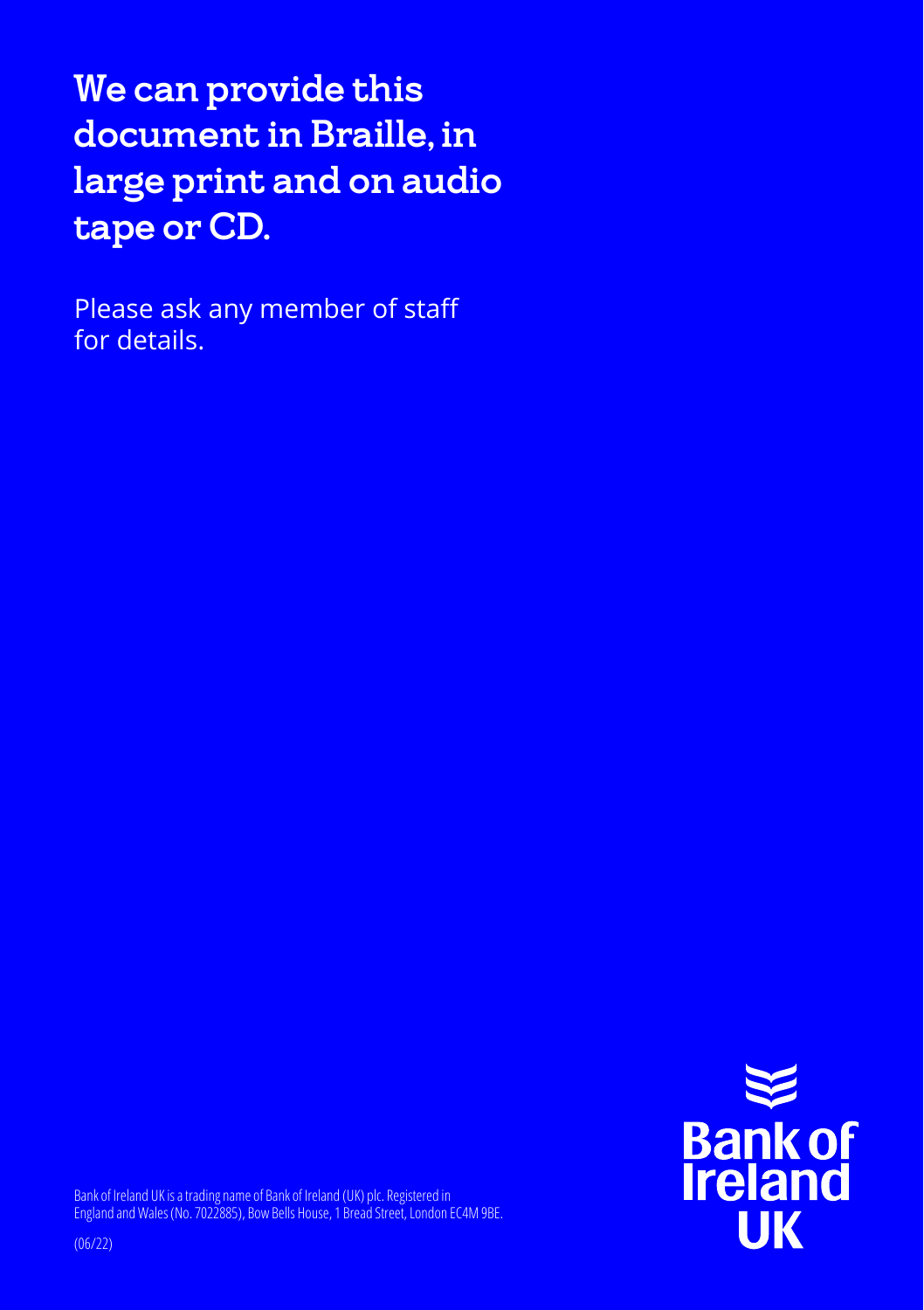# We can provide this document in Braille, in large print and on audio tape or CD.

Please ask any member of staff for details.

Bank of Ireland UK

Bank of Ireland UK is a trading name of Bank of Ireland (UK) plc. Registered in England and Wales (No. 7022885), Bow Bells House, 1 Bread Street, London EC4M 9BE.

(06/22)